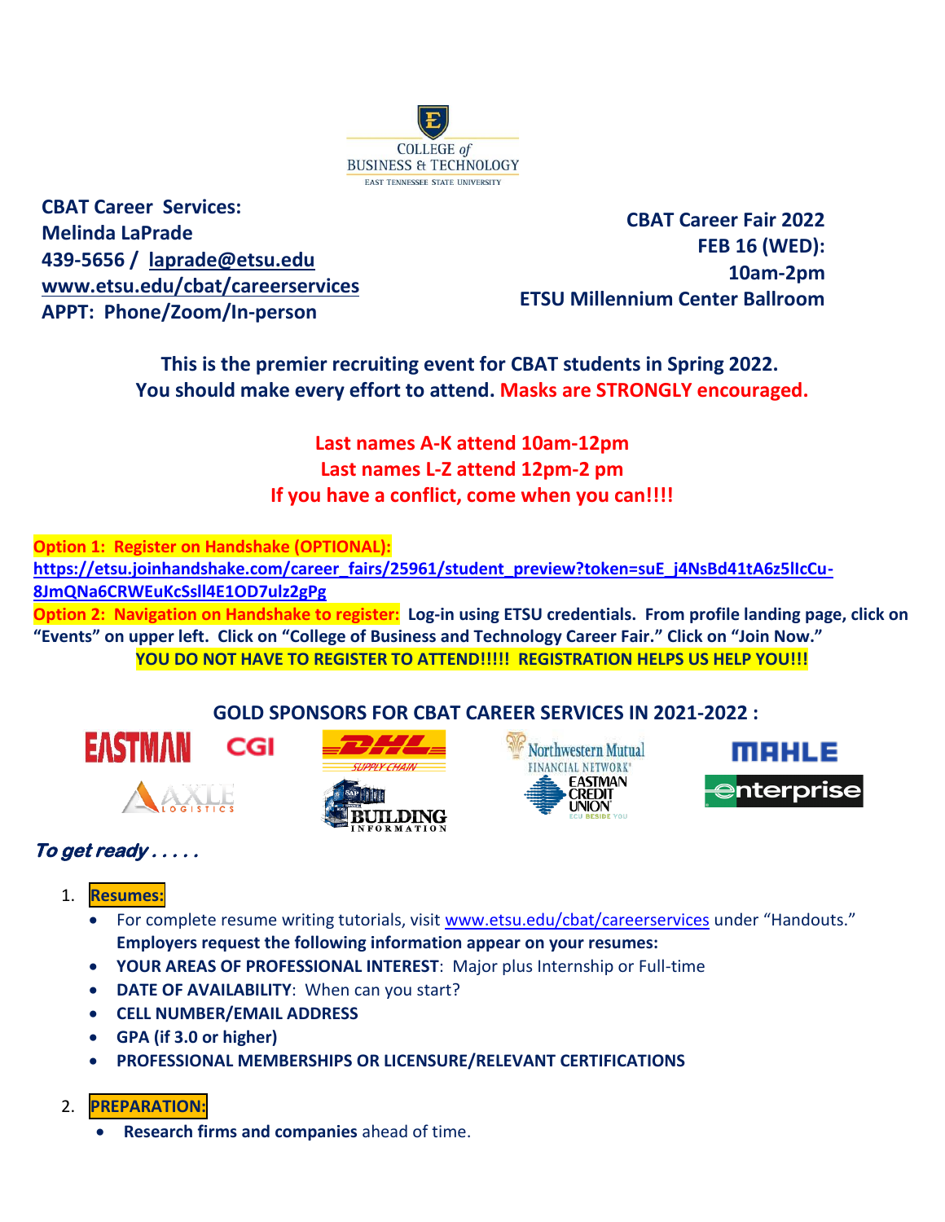COLLEGE *of* BUSINESS & TECHNOLOGY
EAST TENNESSEE STATE UNIVERSITY

**CBAT Career Services:**
**Melinda LaPrade**
**439-5656 / laprade@etsu.edu**
**www.etsu.edu/cbat/careerservices**
**APPT: Phone/Zoom/In-person**

**CBAT Career Fair 2022**
**FEB 16 (WED):**
**10am-2pm**
**ETSU Millennium Center Ballroom**

**This is the premier recruiting event for CBAT students in Spring 2022.**
**You should make every effort to attend. Masks are STRONGLY encouraged.**

**Last names A-K attend 10am-12pm**
**Last names L-Z attend 12pm-2 pm**
**If you have a conflict, come when you can!!!!**

**Option 1: Register on Handshake (OPTIONAL):**
**https://etsu.joinhandshake.com/career_fairs/25961/student_preview?token=suE_j4NsBd41tA6z5lIcCu-8JmQNa6CRWEuKcSsll4E1OD7ulz2gPg**
**Option 2: Navigation on Handshake to register:** **Log-in using ETSU credentials. From profile landing page, click on "Events" on upper left. Click on "College of Business and Technology Career Fair." Click on "Join Now."**
**YOU DO NOT HAVE TO REGISTER TO ATTEND!!!!! REGISTRATION HELPS US HELP YOU!!!**

**GOLD SPONSORS FOR CBAT CAREER SERVICES IN 2021-2022 :**

EASTMAN
CGI
DHL SUPPLY CHAIN
Northwestern Mutual FINANCIAL NETWORK
MAHLE
AXLE LOGISTICS
BUILDING INFORMATION
EASTMAN CREDIT UNION ECU BESIDE YOU
enterprise

***To get ready . . . . .***

1. **Resumes:**
   - For complete resume writing tutorials, visit www.etsu.edu/cbat/careerservices under "Handouts." **Employers request the following information appear on your resumes:**
   - **YOUR AREAS OF PROFESSIONAL INTEREST**: Major plus Internship or Full-time
   - **DATE OF AVAILABILITY**: When can you start?
   - **CELL NUMBER/EMAIL ADDRESS**
   - **GPA (if 3.0 or higher)**
   - **PROFESSIONAL MEMBERSHIPS OR LICENSURE/RELEVANT CERTIFICATIONS**

2. **PREPARATION:**
   - **Research firms and companies** ahead of time.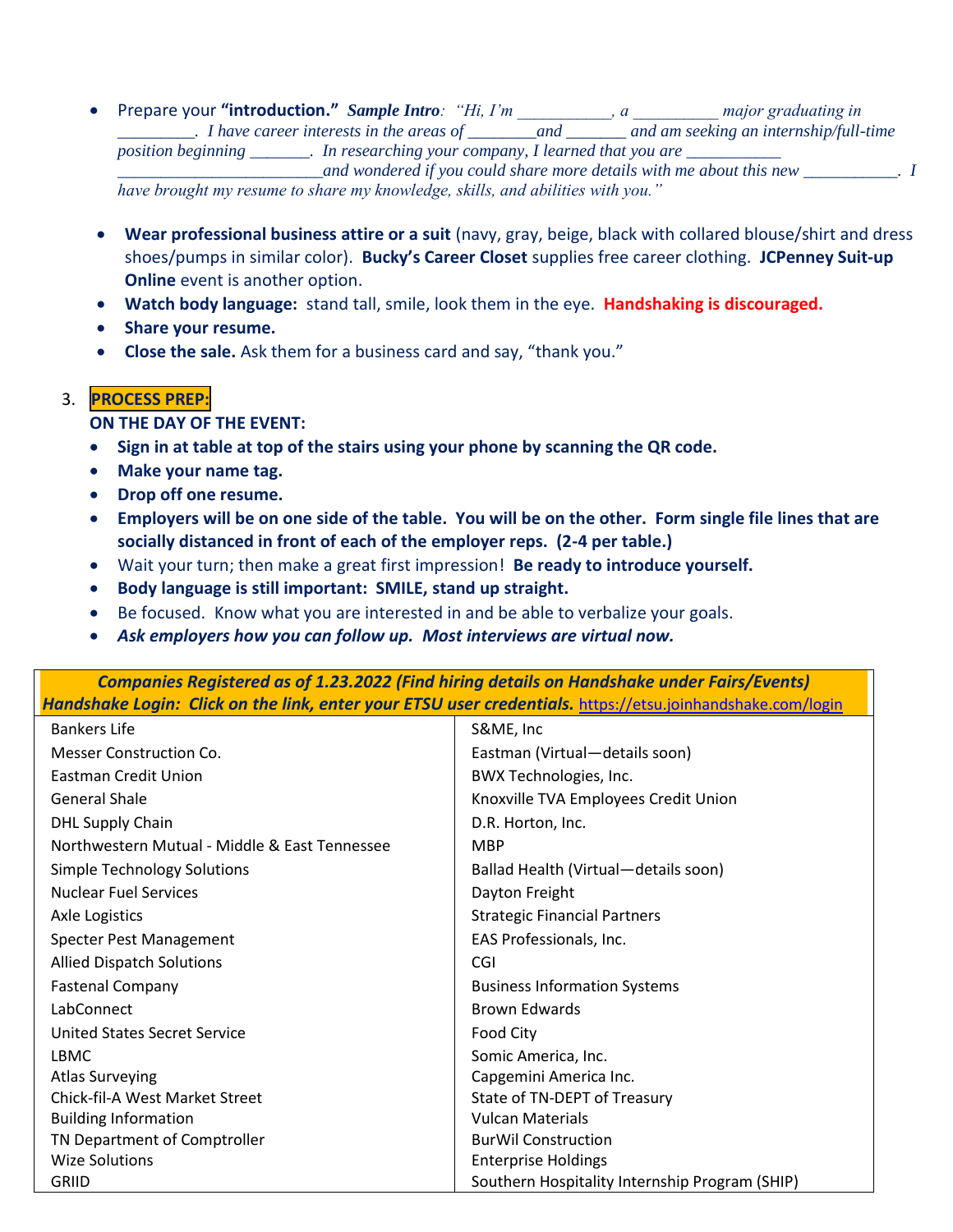- Prepare your **"introduction."** ***Sample Intro****: "Hi, I'm ___________, a __________ major graduating in _________. I have career interests in the areas of ________and _______ and am seeking an internship/full-time position beginning _______. In researching your company, I learned that you are ___________ ________________________and wondered if you could share more details with me about this new ___________. I have brought my resume to share my knowledge, skills, and abilities with you."*

- **Wear professional business attire or a suit** (navy, gray, beige, black with collared blouse/shirt and dress shoes/pumps in similar color). **Bucky's Career Closet** supplies free career clothing. **JCPenney Suit-up Online** event is another option.
- **Watch body language:** stand tall, smile, look them in the eye. **Handshaking is discouraged.**
- **Share your resume.**
- **Close the sale.** Ask them for a business card and say, "thank you."

3. **PROCESS PREP:**

   **ON THE DAY OF THE EVENT:**
   - **Sign in at table at top of the stairs using your phone by scanning the QR code.**
   - **Make your name tag.**
   - **Drop off one resume.**
   - **Employers will be on one side of the table. You will be on the other. Form single file lines that are socially distanced in front of each of the employer reps. (2-4 per table.)**
   - Wait your turn; then make a great first impression! **Be ready to introduce yourself.**
   - **Body language is still important: SMILE, stand up straight.**
   - Be focused. Know what you are interested in and be able to verbalize your goals.
   - ***Ask employers how you can follow up. Most interviews are virtual now.***

***Companies Registered as of 1.23.2022 (Find hiring details on Handshake under Fairs/Events)***
***Handshake Login: Click on the link, enter your ETSU user credentials.*** https://etsu.joinhandshake.com/login

| | |
|---|---|
| Bankers Life | S&ME, Inc |
| Messer Construction Co. | Eastman (Virtual—details soon) |
| Eastman Credit Union | BWX Technologies, Inc. |
| General Shale | Knoxville TVA Employees Credit Union |
| DHL Supply Chain | D.R. Horton, Inc. |
| Northwestern Mutual - Middle & East Tennessee | MBP |
| Simple Technology Solutions | Ballad Health (Virtual—details soon) |
| Nuclear Fuel Services | Dayton Freight |
| Axle Logistics | Strategic Financial Partners |
| Specter Pest Management | EAS Professionals, Inc. |
| Allied Dispatch Solutions | CGI |
| Fastenal Company | Business Information Systems |
| LabConnect | Brown Edwards |
| United States Secret Service | Food City |
| LBMC | Somic America, Inc. |
| Atlas Surveying | Capgemini America Inc. |
| Chick-fil-A West Market Street | State of TN-DEPT of Treasury |
| Building Information | Vulcan Materials |
| TN Department of Comptroller | BurWil Construction |
| Wize Solutions | Enterprise Holdings |
| GRIID | Southern Hospitality Internship Program (SHIP) |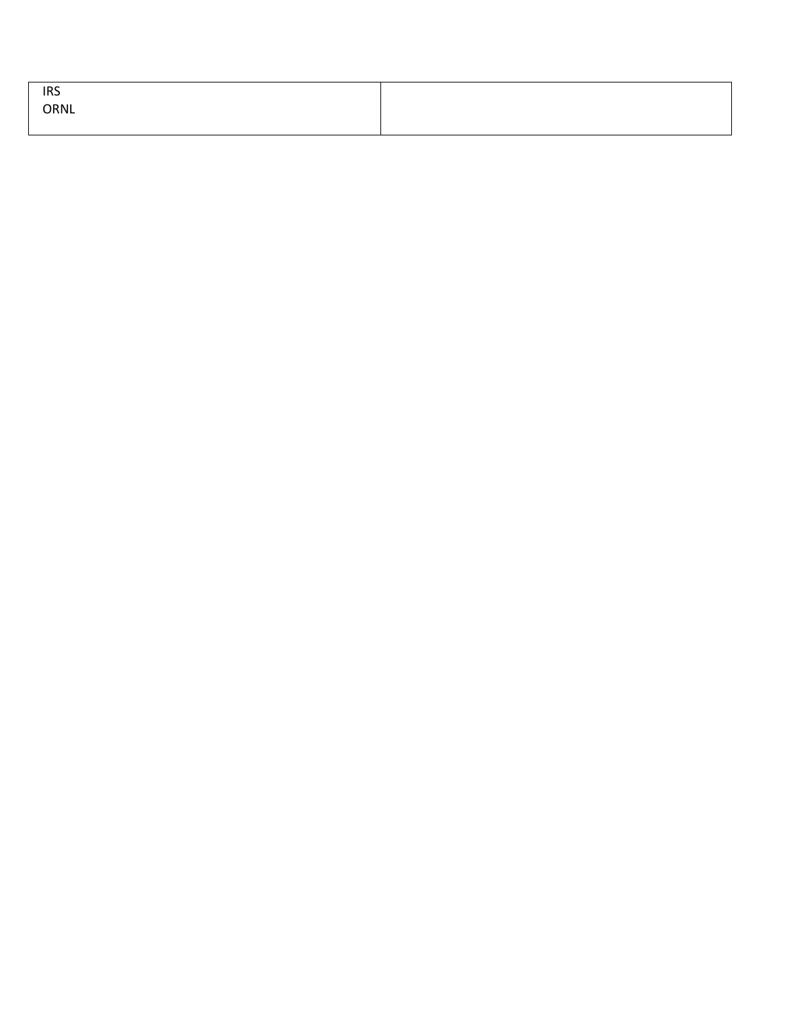| | |
|---|---|
| IRS<br>ORNL | |